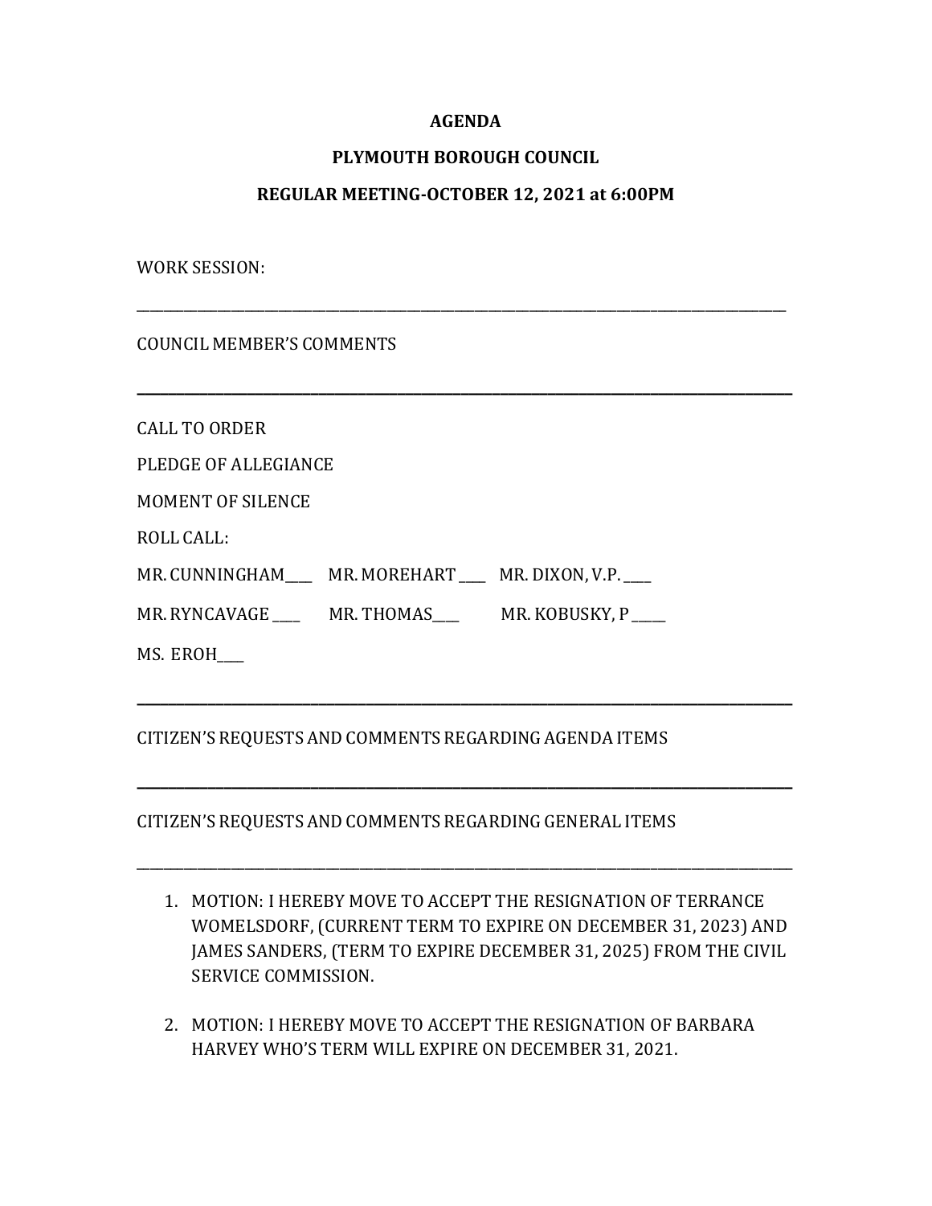**AGENDA**

**PLYMOUTH BOROUGH COUNCIL**

**REGULAR MEETING-OCTOBER 12, 2021 at 6:00PM**

WORK SESSION:

---

COUNCIL MEMBER'S COMMENTS

---

CALL TO ORDER

PLEDGE OF ALLEGIANCE

MOMENT OF SILENCE

ROLL CALL:

MR. CUNNINGHAM____ MR. MOREHART ____ MR. DIXON, V.P. ____

MR. RYNCAVAGE ____ MR. THOMAS____ MR. KOBUSKY, P _____

MS. EROH____

---

CITIZEN'S REQUESTS AND COMMENTS REGARDING AGENDA ITEMS

---

CITIZEN'S REQUESTS AND COMMENTS REGARDING GENERAL ITEMS

---

1. MOTION: I HEREBY MOVE TO ACCEPT THE RESIGNATION OF TERRANCE WOMELSDORF, (CURRENT TERM TO EXPIRE ON DECEMBER 31, 2023) AND JAMES SANDERS, (TERM TO EXPIRE DECEMBER 31, 2025) FROM THE CIVIL SERVICE COMMISSION.

2. MOTION: I HEREBY MOVE TO ACCEPT THE RESIGNATION OF BARBARA HARVEY WHO'S TERM WILL EXPIRE ON DECEMBER 31, 2021.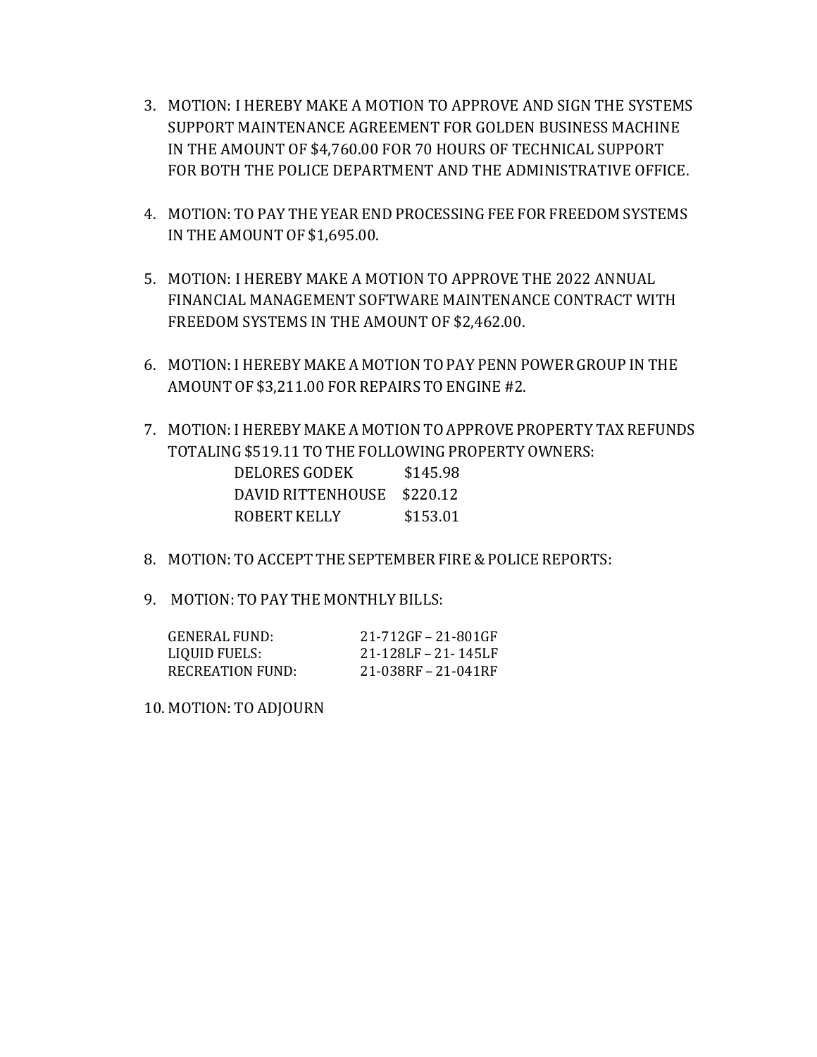3. MOTION: I HEREBY MAKE A MOTION TO APPROVE AND SIGN THE SYSTEMS SUPPORT MAINTENANCE AGREEMENT FOR GOLDEN BUSINESS MACHINE IN THE AMOUNT OF $4,760.00 FOR 70 HOURS OF TECHNICAL SUPPORT FOR BOTH THE POLICE DEPARTMENT AND THE ADMINISTRATIVE OFFICE.

4. MOTION: TO PAY THE YEAR END PROCESSING FEE FOR FREEDOM SYSTEMS IN THE AMOUNT OF $1,695.00.

5. MOTION: I HEREBY MAKE A MOTION TO APPROVE THE 2022 ANNUAL FINANCIAL MANAGEMENT SOFTWARE MAINTENANCE CONTRACT WITH FREEDOM SYSTEMS IN THE AMOUNT OF $2,462.00.

6. MOTION: I HEREBY MAKE A MOTION TO PAY PENN POWER GROUP IN THE AMOUNT OF $3,211.00 FOR REPAIRS TO ENGINE #2.

7. MOTION: I HEREBY MAKE A MOTION TO APPROVE PROPERTY TAX REFUNDS TOTALING $519.11 TO THE FOLLOWING PROPERTY OWNERS:

| | |
|---|---|
| DELORES GODEK | $145.98 |
| DAVID RITTENHOUSE | $220.12 |
| ROBERT KELLY | $153.01 |

8. MOTION: TO ACCEPT THE SEPTEMBER FIRE & POLICE REPORTS:

9. MOTION: TO PAY THE MONTHLY BILLS:

| | |
|---|---|
| GENERAL FUND: | 21-712GF – 21-801GF |
| LIQUID FUELS: | 21-128LF – 21- 145LF |
| RECREATION FUND: | 21-038RF – 21-041RF |

10. MOTION: TO ADJOURN